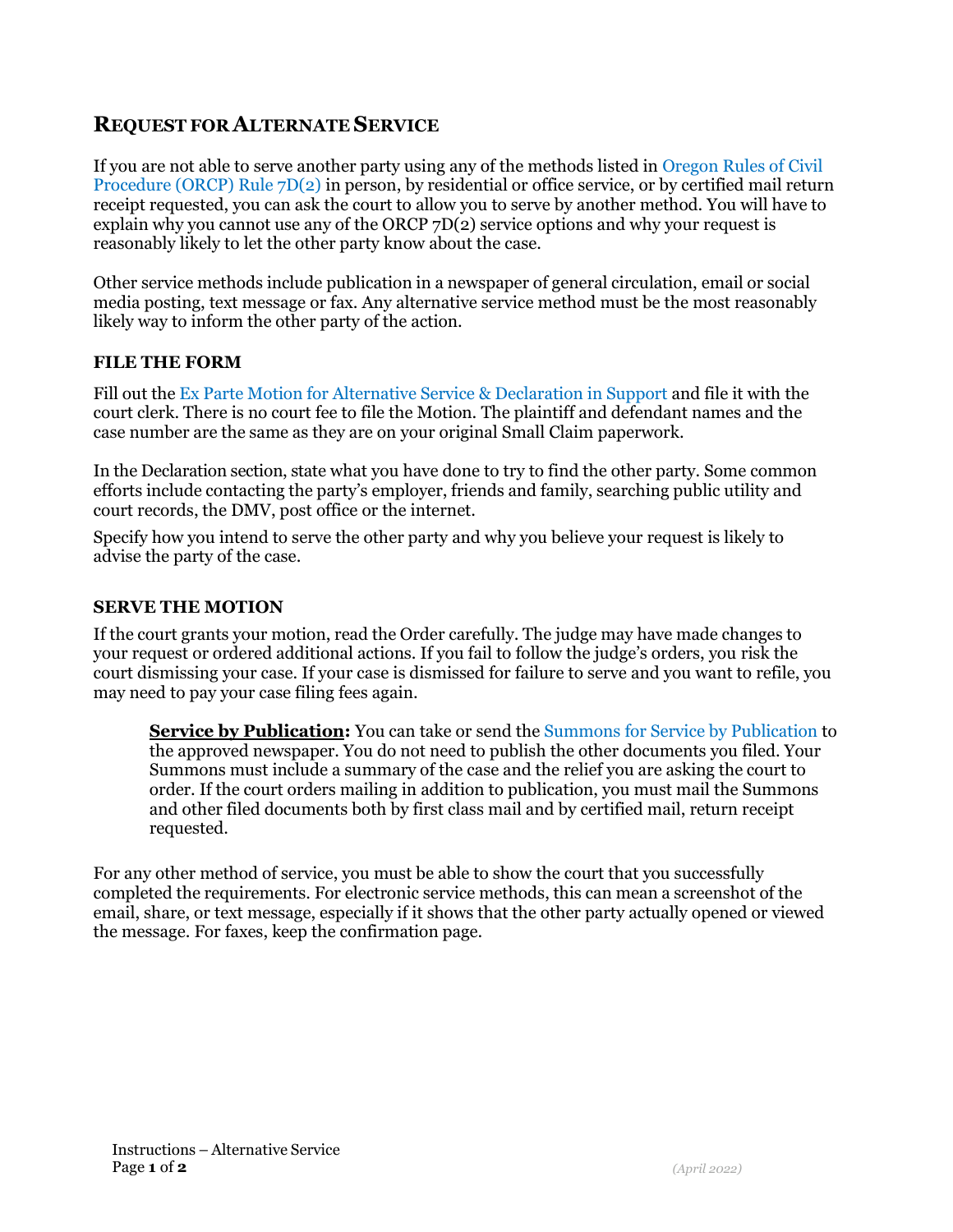## Request for Alternate Service

If you are not able to serve another party using any of the methods listed in Oregon Rules of Civil Procedure (ORCP) Rule 7D(2) in person, by residential or office service, or by certified mail return receipt requested, you can ask the court to allow you to serve by another method. You will have to explain why you cannot use any of the ORCP 7D(2) service options and why your request is reasonably likely to let the other party know about the case.

Other service methods include publication in a newspaper of general circulation, email or social media posting, text message or fax. Any alternative service method must be the most reasonably likely way to inform the other party of the action.

### FILE THE FORM

Fill out the Ex Parte Motion for Alternative Service & Declaration in Support and file it with the court clerk. There is no court fee to file the Motion. The plaintiff and defendant names and the case number are the same as they are on your original Small Claim paperwork.

In the Declaration section, state what you have done to try to find the other party. Some common efforts include contacting the party's employer, friends and family, searching public utility and court records, the DMV, post office or the internet.

Specify how you intend to serve the other party and why you believe your request is likely to advise the party of the case.

### SERVE THE MOTION

If the court grants your motion, read the Order carefully. The judge may have made changes to your request or ordered additional actions. If you fail to follow the judge's orders, you risk the court dismissing your case. If your case is dismissed for failure to serve and you want to refile, you may need to pay your case filing fees again.

> **Service by Publication:** You can take or send the Summons for Service by Publication to the approved newspaper. You do not need to publish the other documents you filed. Your Summons must include a summary of the case and the relief you are asking the court to order. If the court orders mailing in addition to publication, you must mail the Summons and other filed documents both by first class mail and by certified mail, return receipt requested.

For any other method of service, you must be able to show the court that you successfully completed the requirements. For electronic service methods, this can mean a screenshot of the email, share, or text message, especially if it shows that the other party actually opened or viewed the message. For faxes, keep the confirmation page.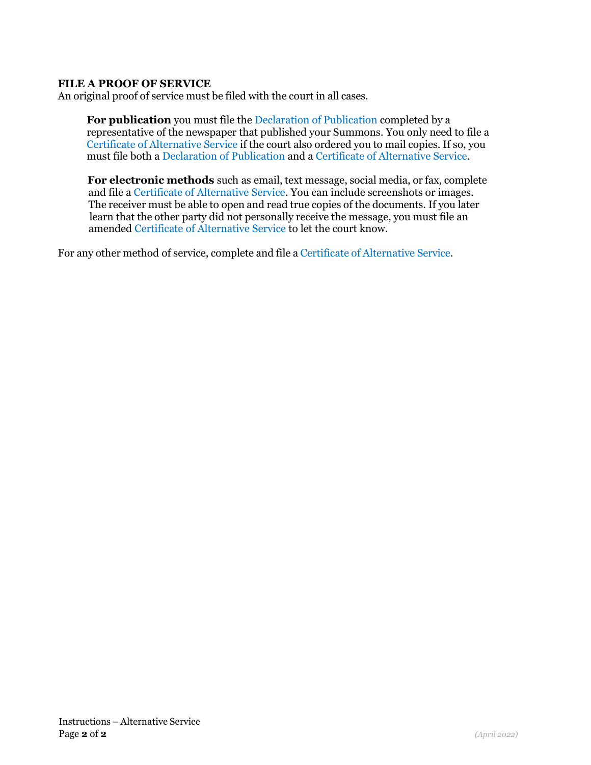## FILE A PROOF OF SERVICE

An original proof of service must be filed with the court in all cases.

> **For publication** you must file the Declaration of Publication completed by a representative of the newspaper that published your Summons. You only need to file a Certificate of Alternative Service if the court also ordered you to mail copies. If so, you must file both a Declaration of Publication and a Certificate of Alternative Service.
>
> **For electronic methods** such as email, text message, social media, or fax, complete and file a Certificate of Alternative Service. You can include screenshots or images. The receiver must be able to open and read true copies of the documents. If you later learn that the other party did not personally receive the message, you must file an amended Certificate of Alternative Service to let the court know.

For any other method of service, complete and file a Certificate of Alternative Service.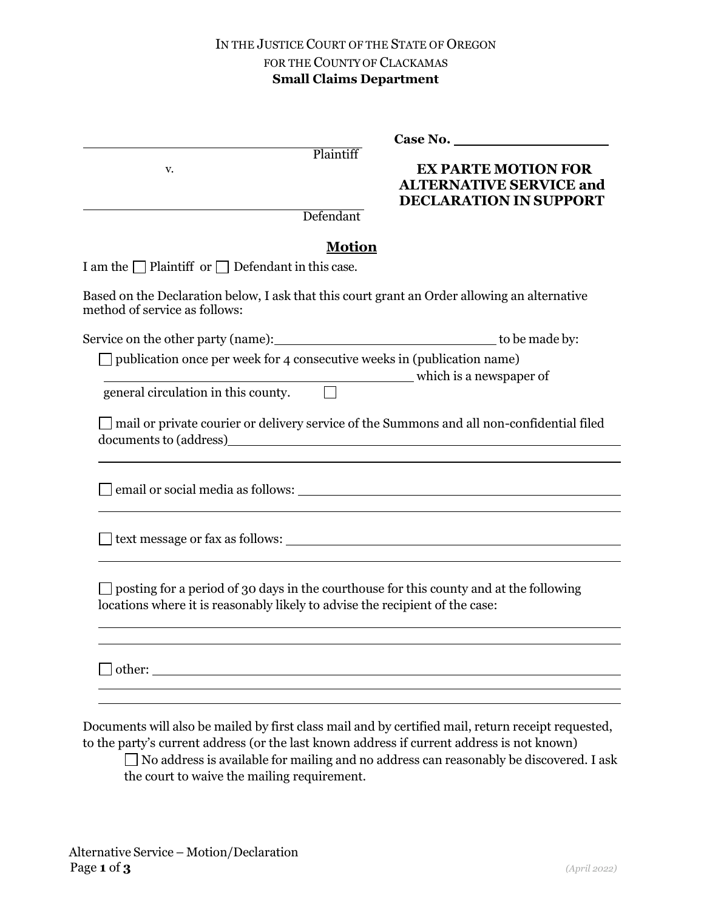IN THE JUSTICE COURT OF THE STATE OF OREGON
FOR THE COUNTY OF CLACKAMAS
**Small Claims Department**

\_\_\_\_\_\_\_\_\_\_\_\_\_\_\_\_\_\_\_\_\_\_\_\_\_\_\_\_\_\_\_\_\_\_\_\_
Plaintiff

v.

\_\_\_\_\_\_\_\_\_\_\_\_\_\_\_\_\_\_\_\_\_\_\_\_\_\_\_\_\_\_\_\_\_\_\_\_
Defendant

**Case No.** \_\_\_\_\_\_\_\_\_\_\_\_\_\_\_\_\_\_

**EX PARTE MOTION FOR ALTERNATIVE SERVICE and DECLARATION IN SUPPORT**

## Motion

I am the ☐ Plaintiff or ☐ Defendant in this case.

Based on the Declaration below, I ask that this court grant an Order allowing an alternative method of service as follows:

Service on the other party (name): \_\_\_\_\_\_\_\_\_\_\_\_\_\_\_\_\_\_\_\_\_\_\_\_\_\_\_\_\_\_ to be made by:

- ☐ publication once per week for 4 consecutive weeks in (publication name) \_\_\_\_\_\_\_\_\_\_\_\_\_\_\_\_\_\_\_\_\_\_\_\_\_\_\_\_\_\_\_\_\_\_\_\_\_\_\_\_ which is a newspaper of general circulation in this county. ☐

- ☐ mail or private courier or delivery service of the Summons and all non-confidential filed documents to (address) \_\_\_\_\_\_\_\_\_\_\_\_\_\_\_\_\_\_\_\_\_\_\_\_\_\_\_\_\_\_\_\_\_\_\_\_\_\_\_\_\_\_\_\_\_\_\_\_\_\_

- ☐ email or social media as follows: \_\_\_\_\_\_\_\_\_\_\_\_\_\_\_\_\_\_\_\_\_\_\_\_\_\_\_\_\_\_\_\_\_\_\_\_\_\_\_\_\_\_\_\_\_\_\_\_\_\_

- ☐ text message or fax as follows: \_\_\_\_\_\_\_\_\_\_\_\_\_\_\_\_\_\_\_\_\_\_\_\_\_\_\_\_\_\_\_\_\_\_\_\_\_\_\_\_\_\_\_\_\_\_\_\_\_\_

- ☐ posting for a period of 30 days in the courthouse for this county and at the following locations where it is reasonably likely to advise the recipient of the case: \_\_\_\_\_\_\_\_\_\_\_\_\_\_\_\_\_\_\_\_\_\_\_\_\_\_\_\_\_\_\_\_\_\_\_\_\_\_\_\_\_\_\_\_\_\_\_\_\_\_

- ☐ other: \_\_\_\_\_\_\_\_\_\_\_\_\_\_\_\_\_\_\_\_\_\_\_\_\_\_\_\_\_\_\_\_\_\_\_\_\_\_\_\_\_\_\_\_\_\_\_\_\_\_

Documents will also be mailed by first class mail and by certified mail, return receipt requested, to the party's current address (or the last known address if current address is not known)

☐ No address is available for mailing and no address can reasonably be discovered. I ask the court to waive the mailing requirement.

Alternative Service – Motion/Declaration

*(April 2022)*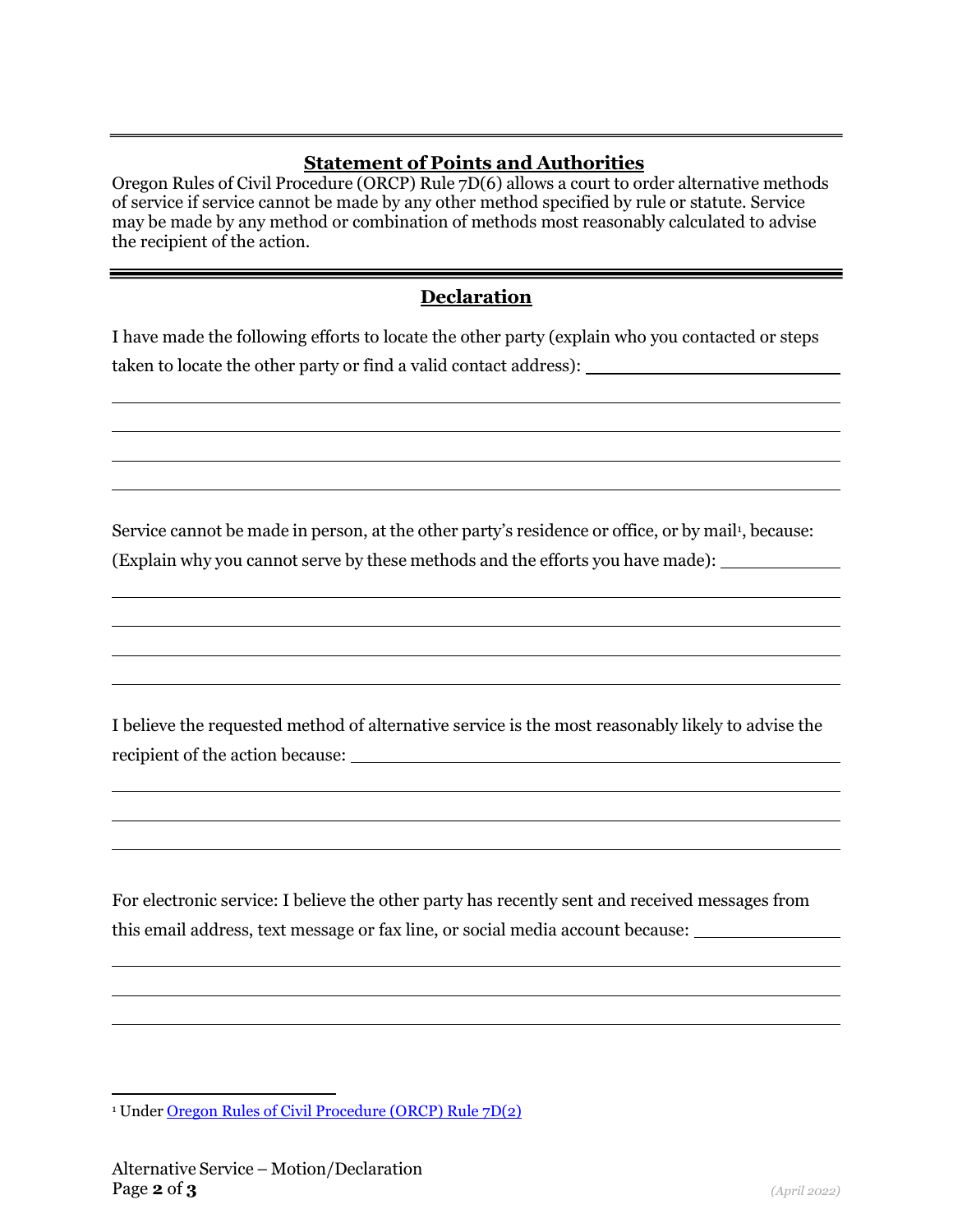## Statement of Points and Authorities

Oregon Rules of Civil Procedure (ORCP) Rule 7D(6) allows a court to order alternative methods of service if service cannot be made by any other method specified by rule or statute. Service may be made by any method or combination of methods most reasonably calculated to advise the recipient of the action.

## Declaration

I have made the following efforts to locate the other party (explain who you contacted or steps taken to locate the other party or find a valid contact address): ______________________________

______________________________________________________________________________

______________________________________________________________________________

______________________________________________________________________________

______________________________________________________________________________

Service cannot be made in person, at the other party's residence or office, or by mail[1], because: (Explain why you cannot serve by these methods and the efforts you have made): ______________

______________________________________________________________________________

______________________________________________________________________________

______________________________________________________________________________

______________________________________________________________________________

I believe the requested method of alternative service is the most reasonably likely to advise the recipient of the action because: ______________________________________________________

______________________________________________________________________________

______________________________________________________________________________

______________________________________________________________________________

For electronic service: I believe the other party has recently sent and received messages from this email address, text message or fax line, or social media account because: ________________

______________________________________________________________________________

______________________________________________________________________________

______________________________________________________________________________

[1] Under Oregon Rules of Civil Procedure (ORCP) Rule 7D(2)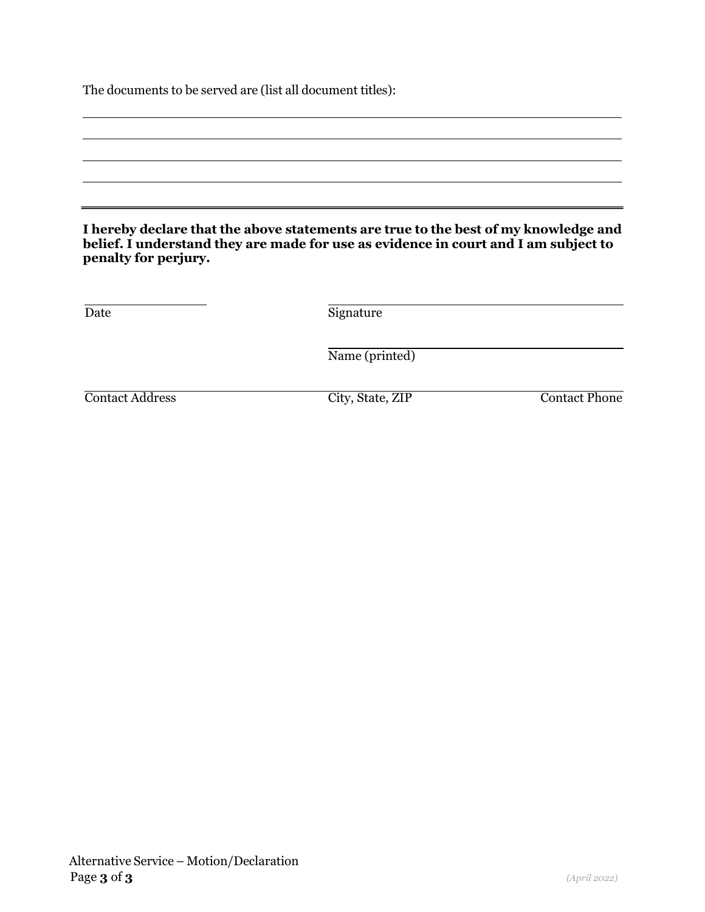The documents to be served are (list all document titles):

\_\_\_\_\_\_\_\_\_\_\_\_\_\_\_\_\_\_\_\_\_\_\_\_\_\_\_\_\_\_\_\_\_\_\_\_\_\_\_\_\_\_\_\_\_\_\_\_\_\_\_\_\_\_\_\_\_\_\_\_

\_\_\_\_\_\_\_\_\_\_\_\_\_\_\_\_\_\_\_\_\_\_\_\_\_\_\_\_\_\_\_\_\_\_\_\_\_\_\_\_\_\_\_\_\_\_\_\_\_\_\_\_\_\_\_\_\_\_\_\_

\_\_\_\_\_\_\_\_\_\_\_\_\_\_\_\_\_\_\_\_\_\_\_\_\_\_\_\_\_\_\_\_\_\_\_\_\_\_\_\_\_\_\_\_\_\_\_\_\_\_\_\_\_\_\_\_\_\_\_\_

\_\_\_\_\_\_\_\_\_\_\_\_\_\_\_\_\_\_\_\_\_\_\_\_\_\_\_\_\_\_\_\_\_\_\_\_\_\_\_\_\_\_\_\_\_\_\_\_\_\_\_\_\_\_\_\_\_\_\_\_

---

**I hereby declare that the above statements are true to the best of my knowledge and belief. I understand they are made for use as evidence in court and I am subject to penalty for perjury.**

| | |
|---|---|
| \_\_\_\_\_\_\_\_\_\_\_\_\_\_\_ | \_\_\_\_\_\_\_\_\_\_\_\_\_\_\_\_\_\_\_\_\_\_\_\_\_\_\_\_\_\_\_ |
| Date | Signature |
| | \_\_\_\_\_\_\_\_\_\_\_\_\_\_\_\_\_\_\_\_\_\_\_\_\_\_\_\_\_\_\_ |
| | Name (printed) |

| | | |
|---|---|---|
| \_\_\_\_\_\_\_\_\_\_\_\_\_\_\_\_\_\_\_\_ | \_\_\_\_\_\_\_\_\_\_\_\_\_\_\_\_\_\_\_\_ | \_\_\_\_\_\_\_\_\_\_\_\_\_\_\_\_\_\_\_\_ |
| Contact Address | City, State, ZIP | Contact Phone |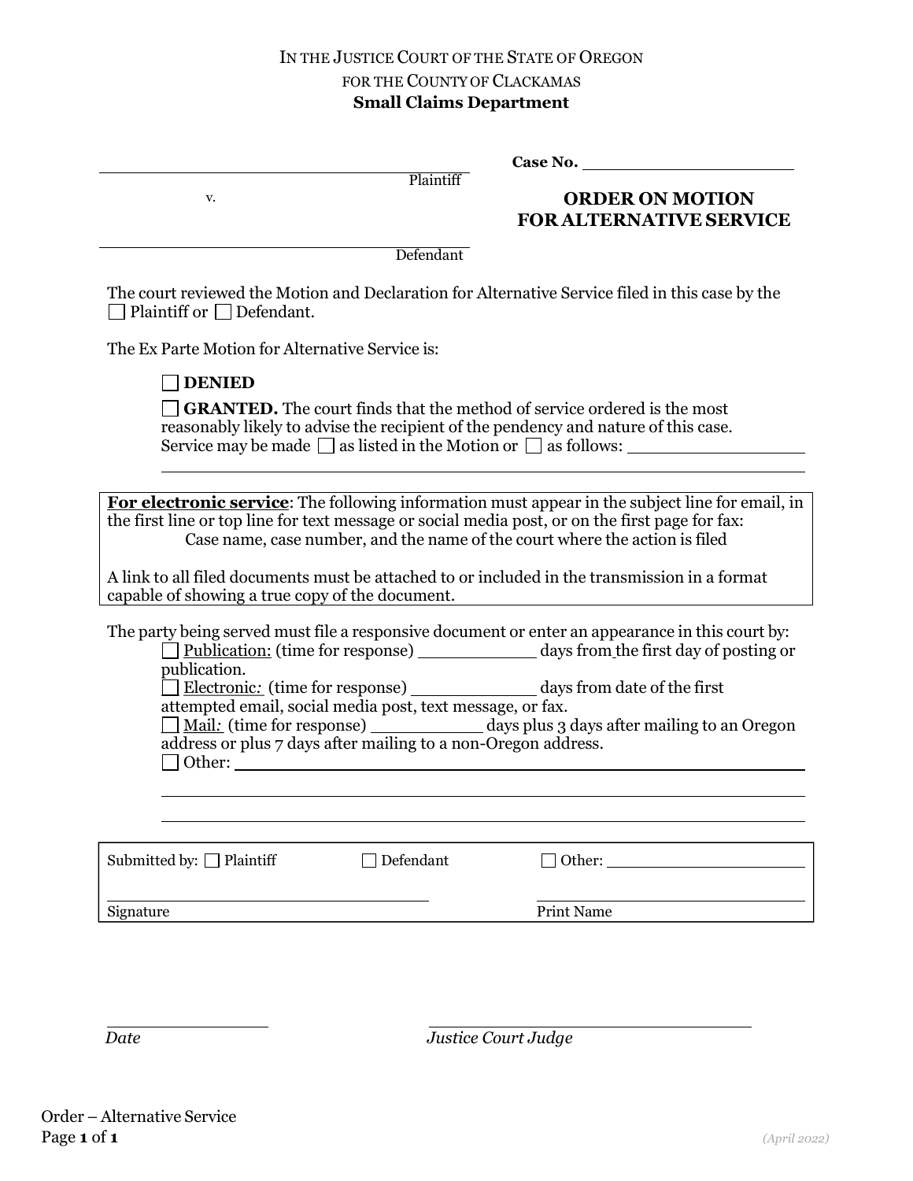IN THE JUSTICE COURT OF THE STATE OF OREGON
FOR THE COUNTY OF CLACKAMAS
**Small Claims Department**

______________________________ Plaintiff

v.

______________________________ Defendant

**Case No.** ____________________

## ORDER ON MOTION FOR ALTERNATIVE SERVICE

The court reviewed the Motion and Declaration for Alternative Service filed in this case by the ☐ Plaintiff or ☐ Defendant.

The Ex Parte Motion for Alternative Service is:

☐ **DENIED**

☐ **GRANTED.** The court finds that the method of service ordered is the most reasonably likely to advise the recipient of the pendency and nature of this case. Service may be made ☐ as listed in the Motion or ☐ as follows: ____________________
______________________________________________________________

**For electronic service**: The following information must appear in the subject line for email, in the first line or top line for text message or social media post, or on the first page for fax:
Case name, case number, and the name of the court where the action is filed

A link to all filed documents must be attached to or included in the transmission in a format capable of showing a true copy of the document.

The party being served must file a responsive document or enter an appearance in this court by:

☐ Publication: (time for response) __________ days from the first day of posting or publication.
☐ Electronic: (time for response) __________ days from date of the first attempted email, social media post, text message, or fax.
☐ Mail: (time for response) __________ days plus 3 days after mailing to an Oregon address or plus 7 days after mailing to a non-Oregon address.
☐ Other: ______________________________________________________________
______________________________________________________________
______________________________________________________________

Submitted by: ☐ Plaintiff ☐ Defendant ☐ Other: ____________________

______________________________ Signature

______________________________ Print Name

______________________ *Date*

______________________________ *Justice Court Judge*

Order – Alternative Service

(April 2022)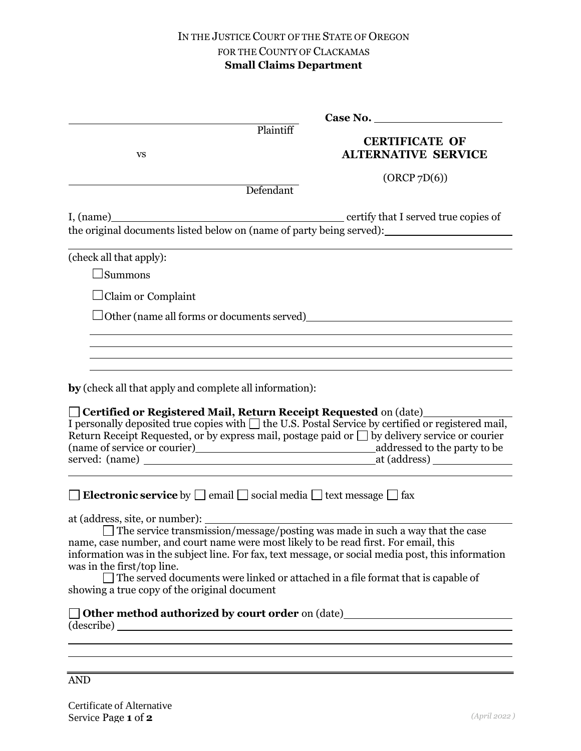IN THE JUSTICE COURT OF THE STATE OF OREGON
FOR THE COUNTY OF CLACKAMAS
**Small Claims Department**

| | |
|---|---|
| ______________________________ Plaintiff | **Case No.** ______________ |
| vs | **CERTIFICATE OF ALTERNATIVE SERVICE** |
| ______________________________ Defendant | (ORCP 7D(6)) |

I, (name)______________________________ certify that I served true copies of the original documents listed below on (name of party being served):______________________

______________________________________________________________

(check all that apply):

☐ Summons

☐ Claim or Complaint

☐ Other (name all forms or documents served)______________________________

______________________________________________________________

______________________________________________________________

______________________________________________________________

______________________________________________________________

**by** (check all that apply and complete all information):

☐ **Certified or Registered Mail, Return Receipt Requested** on (date)______________
I personally deposited true copies with ☐ the U.S. Postal Service by certified or registered mail, Return Receipt Requested, or by express mail, postage paid or ☐ by delivery service or courier (name of service or courier)______________________ addressed to the party to be served: (name) ______________________________ at (address) ______________

______________________________________________________________

☐ **Electronic service** by ☐ email ☐ social media ☐ text message ☐ fax

at (address, site, or number): ______________________________________

☐ The service transmission/message/posting was made in such a way that the case name, case number, and court name were most likely to be read first. For email, this information was in the subject line. For fax, text message, or social media post, this information was in the first/top line.

☐ The served documents were linked or attached in a file format that is capable of showing a true copy of the original document

☐ **Other method authorized by court order** on (date)______________________
(describe) ______________________________________________________

______________________________________________________________

______________________________________________________________

AND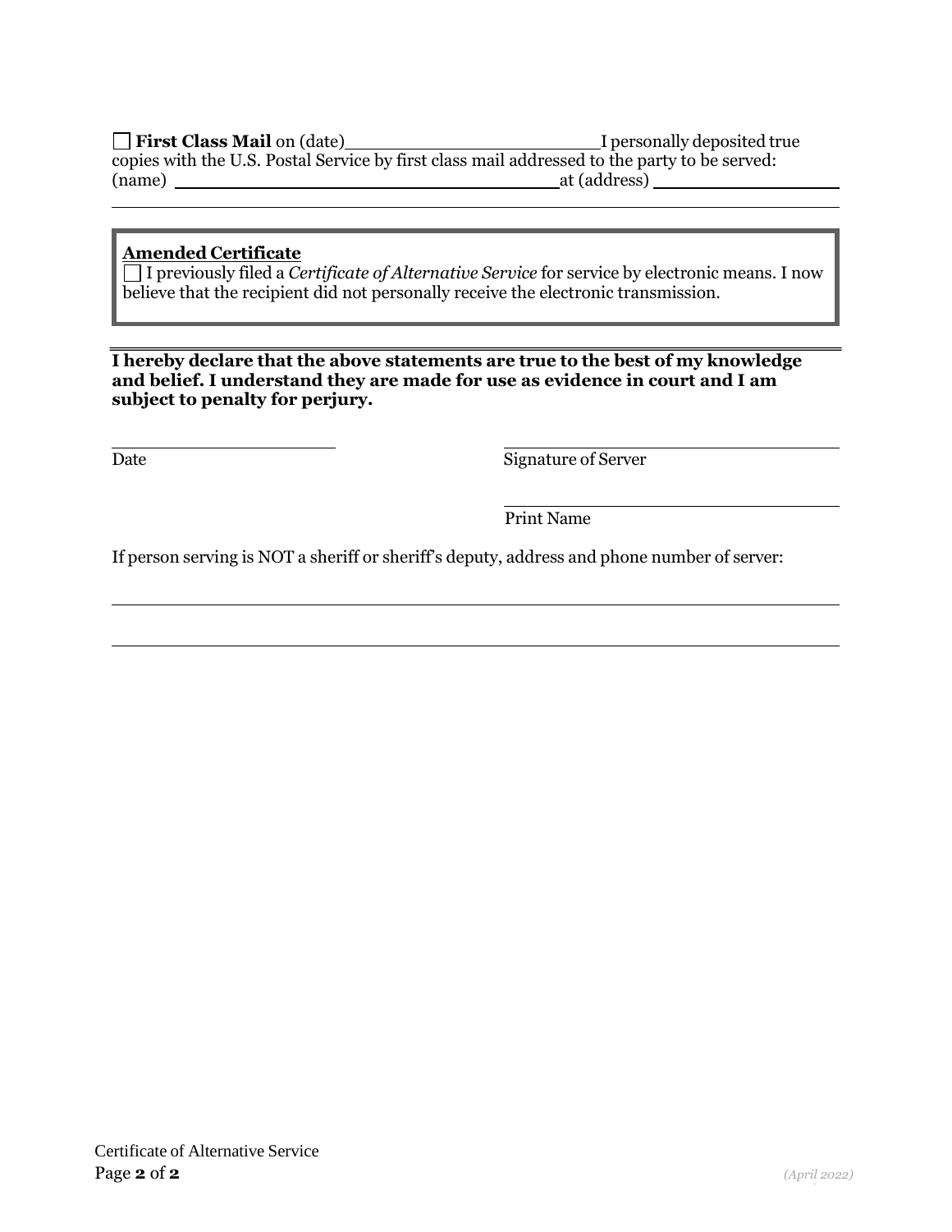☐ **First Class Mail** on (date)\_\_\_\_\_\_\_\_\_\_\_\_\_\_\_\_\_\_\_\_\_\_\_\_I personally deposited true copies with the U.S. Postal Service by first class mail addressed to the party to be served: (name) \_\_\_\_\_\_\_\_\_\_\_\_\_\_\_\_\_\_\_\_\_\_\_\_\_\_\_\_\_\_\_\_\_\_\_\_\_\_at (address) \_\_\_\_\_\_\_\_\_\_\_\_\_\_\_\_\_\_\_\_

\_\_\_\_\_\_\_\_\_\_\_\_\_\_\_\_\_\_\_\_\_\_\_\_\_\_\_\_\_\_\_\_\_\_\_\_\_\_\_\_\_\_\_\_\_\_\_\_\_\_\_\_\_\_\_\_\_\_\_\_\_\_\_\_\_\_\_\_\_\_\_\_\_\_\_\_

**Amended Certificate**

☐ I previously filed a *Certificate of Alternative Service* for service by electronic means. I now believe that the recipient did not personally receive the electronic transmission.

**I hereby declare that the above statements are true to the best of my knowledge and belief. I understand they are made for use as evidence in court and I am subject to penalty for perjury.**

\_\_\_\_\_\_\_\_\_\_\_\_\_\_\_\_\_\_\_\_\_\_
Date

\_\_\_\_\_\_\_\_\_\_\_\_\_\_\_\_\_\_\_\_\_\_\_\_\_\_\_\_\_\_\_\_\_\_
Signature of Server

\_\_\_\_\_\_\_\_\_\_\_\_\_\_\_\_\_\_\_\_\_\_\_\_\_\_\_\_\_\_\_\_\_\_
Print Name

If person serving is NOT a sheriff or sheriff's deputy, address and phone number of server:

\_\_\_\_\_\_\_\_\_\_\_\_\_\_\_\_\_\_\_\_\_\_\_\_\_\_\_\_\_\_\_\_\_\_\_\_\_\_\_\_\_\_\_\_\_\_\_\_\_\_\_\_\_\_\_\_\_\_\_\_\_\_\_\_\_\_\_\_\_\_\_\_\_\_\_\_

\_\_\_\_\_\_\_\_\_\_\_\_\_\_\_\_\_\_\_\_\_\_\_\_\_\_\_\_\_\_\_\_\_\_\_\_\_\_\_\_\_\_\_\_\_\_\_\_\_\_\_\_\_\_\_\_\_\_\_\_\_\_\_\_\_\_\_\_\_\_\_\_\_\_\_\_

*(April 2022)*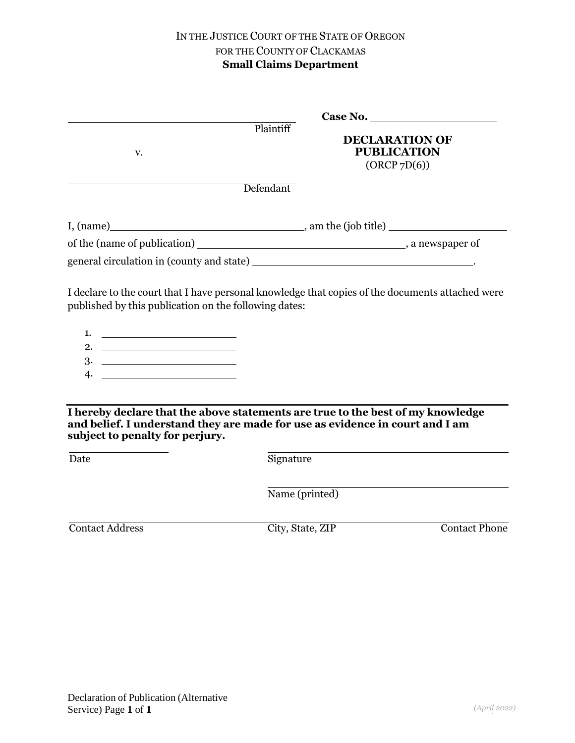IN THE JUSTICE COURT OF THE STATE OF OREGON
FOR THE COUNTY OF CLACKAMAS
**Small Claims Department**

| | |
|---|---|
| ______________________________ Plaintiff | **Case No.** ______________ |
| v. | **DECLARATION OF PUBLICATION** (ORCP 7D(6)) |
| ______________________________ Defendant | |

I, (name)______________________, am the (job title) ______________
of the (name of publication) ______________________, a newspaper of
general circulation in (county and state) ______________________.

I declare to the court that I have personal knowledge that copies of the documents attached were published by this publication on the following dates:

1. ______________
2. ______________
3. ______________
4. ______________

**I hereby declare that the above statements are true to the best of my knowledge and belief. I understand they are made for use as evidence in court and I am subject to penalty for perjury.**

______________ Date　　　　______________________ Signature

______________________ Name (printed)

______________ Contact Address　　　　______________ City, State, ZIP　　　　______________ Contact Phone

Declaration of Publication (Alternative Service)

*(April 2022)*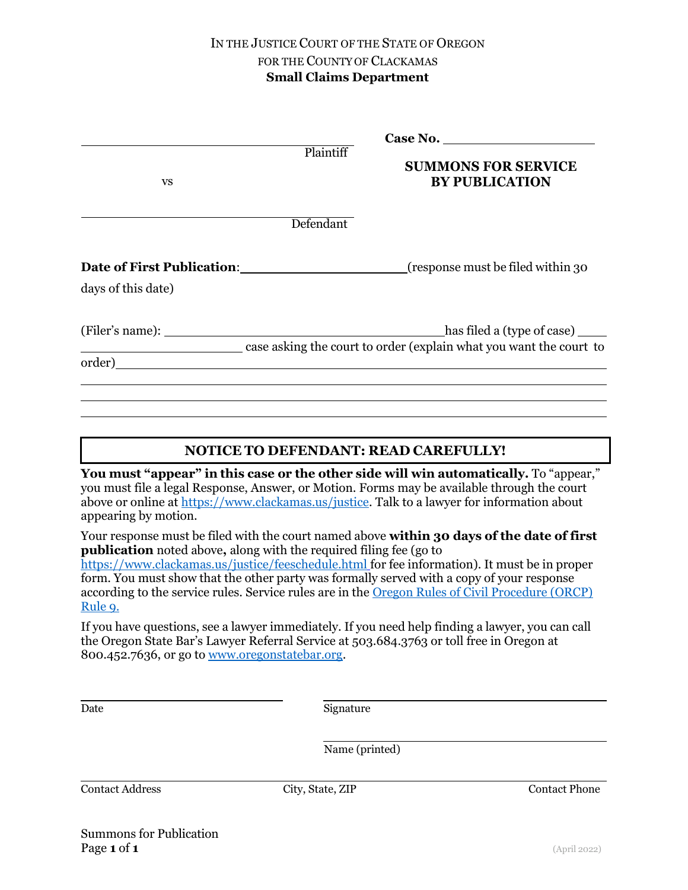IN THE JUSTICE COURT OF THE STATE OF OREGON
FOR THE COUNTY OF CLACKAMAS
**Small Claims Department**

| | |
|---|---|
| ______________________________ Plaintiff | **Case No.** ____________________ |
| vs | **SUMMONS FOR SERVICE BY PUBLICATION** |
| ______________________________ Defendant | |

**Date of First Publication**: ____________________ (response must be filed within 30 days of this date)

(Filer's name): ______________________________ has filed a (type of case) ____________________ case asking the court to order (explain what you want the court to order) ________________________________________

________________________________________

________________________________________

________________________________________

## NOTICE TO DEFENDANT: READ CAREFULLY!

**You must "appear" in this case or the other side will win automatically.** To "appear," you must file a legal Response, Answer, or Motion. Forms may be available through the court above or online at https://www.clackamas.us/justice. Talk to a lawyer for information about appearing by motion.

Your response must be filed with the court named above **within 30 days of the date of first publication** noted above**,** along with the required filing fee (go to https://www.clackamas.us/justice/feeschedule.html for fee information). It must be in proper form. You must show that the other party was formally served with a copy of your response according to the service rules. Service rules are in the Oregon Rules of Civil Procedure (ORCP) Rule 9.

If you have questions, see a lawyer immediately. If you need help finding a lawyer, you can call the Oregon State Bar's Lawyer Referral Service at 503.684.3763 or toll free in Oregon at 800.452.7636, or go to www.oregonstatebar.org.

____________________ Date

____________________ Signature

____________________ Name (printed)

____________________ Contact Address ____________________ City, State, ZIP ____________________ Contact Phone

Summons for Publication

(April 2022)